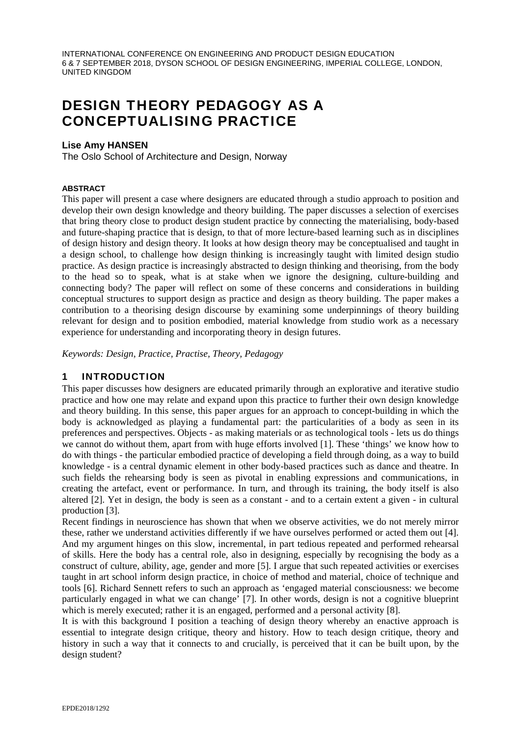INTERNATIONAL CONFERENCE ON ENGINEERING AND PRODUCT DESIGN EDUCATION
6 & 7 SEPTEMBER 2018, DYSON SCHOOL OF DESIGN ENGINEERING, IMPERIAL COLLEGE, LONDON, UNITED KINGDOM

# DESIGN THEORY PEDAGOGY AS A CONCEPTUALISING PRACTICE

**Lise Amy HANSEN**
The Oslo School of Architecture and Design, Norway

### ABSTRACT

This paper will present a case where designers are educated through a studio approach to position and develop their own design knowledge and theory building. The paper discusses a selection of exercises that bring theory close to product design student practice by connecting the materialising, body-based and future-shaping practice that is design, to that of more lecture-based learning such as in disciplines of design history and design theory. It looks at how design theory may be conceptualised and taught in a design school, to challenge how design thinking is increasingly taught with limited design studio practice. As design practice is increasingly abstracted to design thinking and theorising, from the body to the head so to speak, what is at stake when we ignore the designing, culture-building and connecting body? The paper will reflect on some of these concerns and considerations in building conceptual structures to support design as practice and design as theory building. The paper makes a contribution to a theorising design discourse by examining some underpinnings of theory building relevant for design and to position embodied, material knowledge from studio work as a necessary experience for understanding and incorporating theory in design futures.

*Keywords: Design, Practice, Practise, Theory, Pedagogy*

## 1 INTRODUCTION

This paper discusses how designers are educated primarily through an explorative and iterative studio practice and how one may relate and expand upon this practice to further their own design knowledge and theory building. In this sense, this paper argues for an approach to concept-building in which the body is acknowledged as playing a fundamental part: the particularities of a body as seen in its preferences and perspectives. Objects - as making materials or as technological tools - lets us do things we cannot do without them, apart from with huge efforts involved [1]. These 'things' we know how to do with things - the particular embodied practice of developing a field through doing, as a way to build knowledge - is a central dynamic element in other body-based practices such as dance and theatre. In such fields the rehearsing body is seen as pivotal in enabling expressions and communications, in creating the artefact, event or performance. In turn, and through its training, the body itself is also altered [2]. Yet in design, the body is seen as a constant - and to a certain extent a given - in cultural production [3].

Recent findings in neuroscience has shown that when we observe activities, we do not merely mirror these, rather we understand activities differently if we have ourselves performed or acted them out [4]. And my argument hinges on this slow, incremental, in part tedious repeated and performed rehearsal of skills. Here the body has a central role, also in designing, especially by recognising the body as a construct of culture, ability, age, gender and more [5]. I argue that such repeated activities or exercises taught in art school inform design practice, in choice of method and material, choice of technique and tools [6]. Richard Sennett refers to such an approach as 'engaged material consciousness: we become particularly engaged in what we can change' [7]. In other words, design is not a cognitive blueprint which is merely executed; rather it is an engaged, performed and a personal activity [8].

It is with this background I position a teaching of design theory whereby an enactive approach is essential to integrate design critique, theory and history. How to teach design critique, theory and history in such a way that it connects to and crucially, is perceived that it can be built upon, by the design student?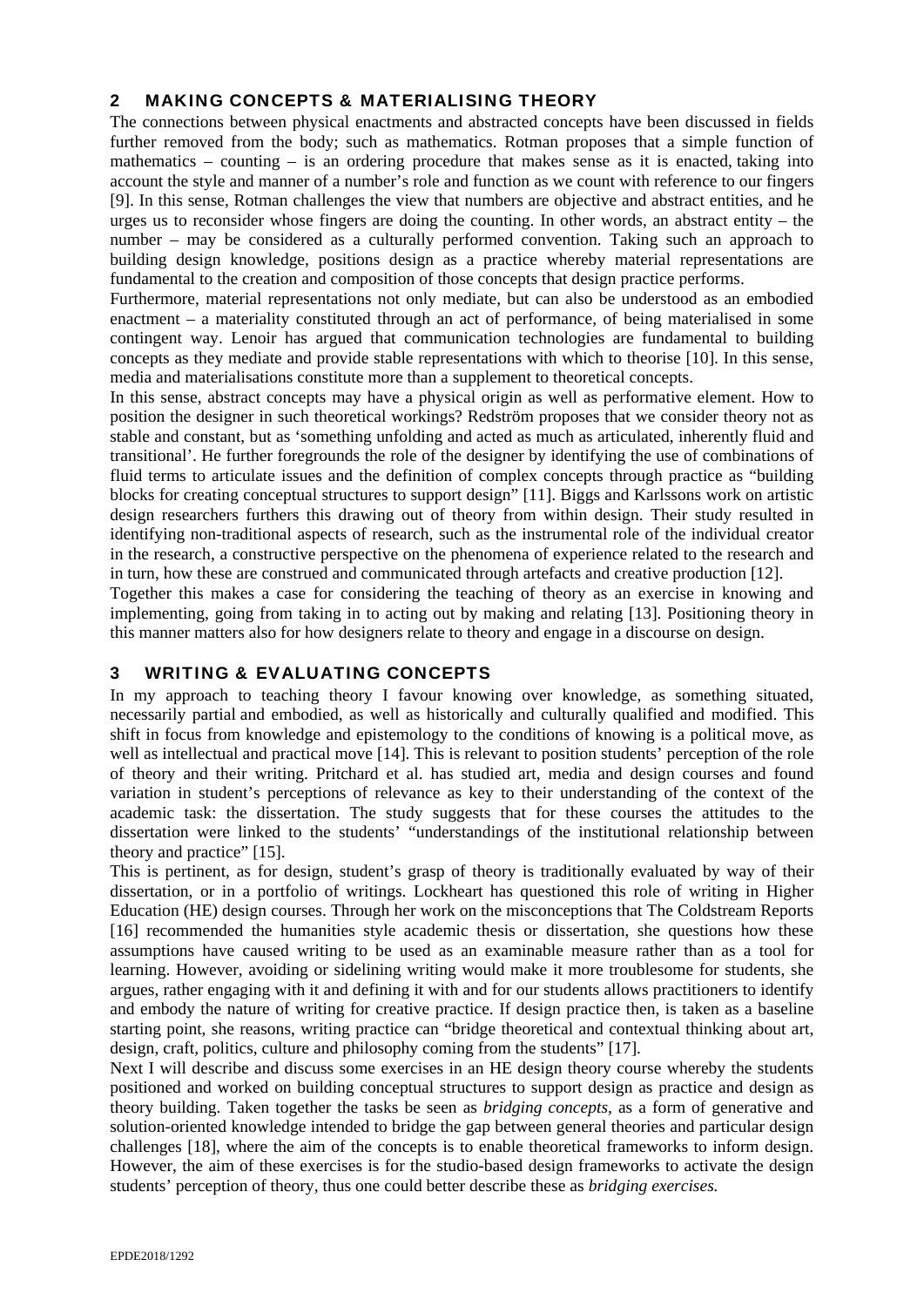## 2 MAKING CONCEPTS & MATERIALISING THEORY

The connections between physical enactments and abstracted concepts have been discussed in fields further removed from the body; such as mathematics. Rotman proposes that a simple function of mathematics – counting – is an ordering procedure that makes sense as it is enacted, taking into account the style and manner of a number's role and function as we count with reference to our fingers [9]. In this sense, Rotman challenges the view that numbers are objective and abstract entities, and he urges us to reconsider whose fingers are doing the counting. In other words, an abstract entity – the number – may be considered as a culturally performed convention. Taking such an approach to building design knowledge, positions design as a practice whereby material representations are fundamental to the creation and composition of those concepts that design practice performs.

Furthermore, material representations not only mediate, but can also be understood as an embodied enactment – a materiality constituted through an act of performance, of being materialised in some contingent way. Lenoir has argued that communication technologies are fundamental to building concepts as they mediate and provide stable representations with which to theorise [10]. In this sense, media and materialisations constitute more than a supplement to theoretical concepts.

In this sense, abstract concepts may have a physical origin as well as performative element. How to position the designer in such theoretical workings? Redström proposes that we consider theory not as stable and constant, but as 'something unfolding and acted as much as articulated, inherently fluid and transitional'. He further foregrounds the role of the designer by identifying the use of combinations of fluid terms to articulate issues and the definition of complex concepts through practice as "building blocks for creating conceptual structures to support design" [11]. Biggs and Karlssons work on artistic design researchers furthers this drawing out of theory from within design. Their study resulted in identifying non-traditional aspects of research, such as the instrumental role of the individual creator in the research, a constructive perspective on the phenomena of experience related to the research and in turn, how these are construed and communicated through artefacts and creative production [12].

Together this makes a case for considering the teaching of theory as an exercise in knowing and implementing, going from taking in to acting out by making and relating [13]. Positioning theory in this manner matters also for how designers relate to theory and engage in a discourse on design.

## 3 WRITING & EVALUATING CONCEPTS

In my approach to teaching theory I favour knowing over knowledge, as something situated, necessarily partial and embodied, as well as historically and culturally qualified and modified. This shift in focus from knowledge and epistemology to the conditions of knowing is a political move, as well as intellectual and practical move [14]. This is relevant to position students' perception of the role of theory and their writing. Pritchard et al. has studied art, media and design courses and found variation in student's perceptions of relevance as key to their understanding of the context of the academic task: the dissertation. The study suggests that for these courses the attitudes to the dissertation were linked to the students' "understandings of the institutional relationship between theory and practice" [15].

This is pertinent, as for design, student's grasp of theory is traditionally evaluated by way of their dissertation, or in a portfolio of writings. Lockheart has questioned this role of writing in Higher Education (HE) design courses. Through her work on the misconceptions that The Coldstream Reports [16] recommended the humanities style academic thesis or dissertation, she questions how these assumptions have caused writing to be used as an examinable measure rather than as a tool for learning. However, avoiding or sidelining writing would make it more troublesome for students, she argues, rather engaging with it and defining it with and for our students allows practitioners to identify and embody the nature of writing for creative practice. If design practice then, is taken as a baseline starting point, she reasons, writing practice can "bridge theoretical and contextual thinking about art, design, craft, politics, culture and philosophy coming from the students" [17].

Next I will describe and discuss some exercises in an HE design theory course whereby the students positioned and worked on building conceptual structures to support design as practice and design as theory building. Taken together the tasks be seen as *bridging concepts*, as a form of generative and solution-oriented knowledge intended to bridge the gap between general theories and particular design challenges [18], where the aim of the concepts is to enable theoretical frameworks to inform design. However, the aim of these exercises is for the studio-based design frameworks to activate the design students' perception of theory, thus one could better describe these as *bridging exercises.*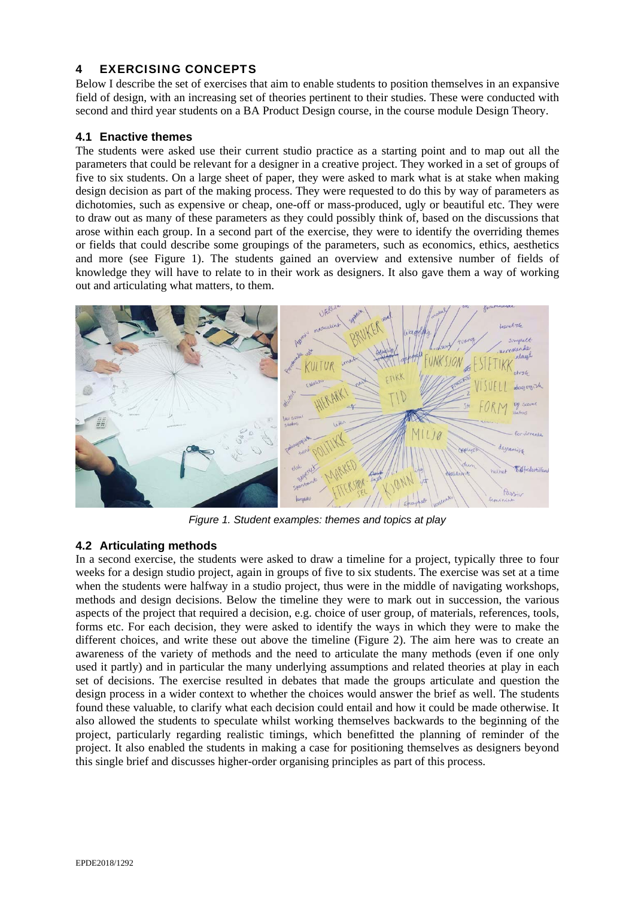## 4 EXERCISING CONCEPTS

Below I describe the set of exercises that aim to enable students to position themselves in an expansive field of design, with an increasing set of theories pertinent to their studies. These were conducted with second and third year students on a BA Product Design course, in the course module Design Theory.

### 4.1 Enactive themes

The students were asked use their current studio practice as a starting point and to map out all the parameters that could be relevant for a designer in a creative project. They worked in a set of groups of five to six students. On a large sheet of paper, they were asked to mark what is at stake when making design decision as part of the making process. They were requested to do this by way of parameters as dichotomies, such as expensive or cheap, one-off or mass-produced, ugly or beautiful etc. They were to draw out as many of these parameters as they could possibly think of, based on the discussions that arose within each group. In a second part of the exercise, they were to identify the overriding themes or fields that could describe some groupings of the parameters, such as economics, ethics, aesthetics and more (see Figure 1). The students gained an overview and extensive number of fields of knowledge they will have to relate to in their work as designers. It also gave them a way of working out and articulating what matters, to them.

*Figure 1. Student examples: themes and topics at play*

### 4.2 Articulating methods

In a second exercise, the students were asked to draw a timeline for a project, typically three to four weeks for a design studio project, again in groups of five to six students. The exercise was set at a time when the students were halfway in a studio project, thus were in the middle of navigating workshops, methods and design decisions. Below the timeline they were to mark out in succession, the various aspects of the project that required a decision, e.g. choice of user group, of materials, references, tools, forms etc. For each decision, they were asked to identify the ways in which they were to make the different choices, and write these out above the timeline (Figure 2). The aim here was to create an awareness of the variety of methods and the need to articulate the many methods (even if one only used it partly) and in particular the many underlying assumptions and related theories at play in each set of decisions. The exercise resulted in debates that made the groups articulate and question the design process in a wider context to whether the choices would answer the brief as well. The students found these valuable, to clarify what each decision could entail and how it could be made otherwise. It also allowed the students to speculate whilst working themselves backwards to the beginning of the project, particularly regarding realistic timings, which benefitted the planning of reminder of the project. It also enabled the students in making a case for positioning themselves as designers beyond this single brief and discusses higher-order organising principles as part of this process.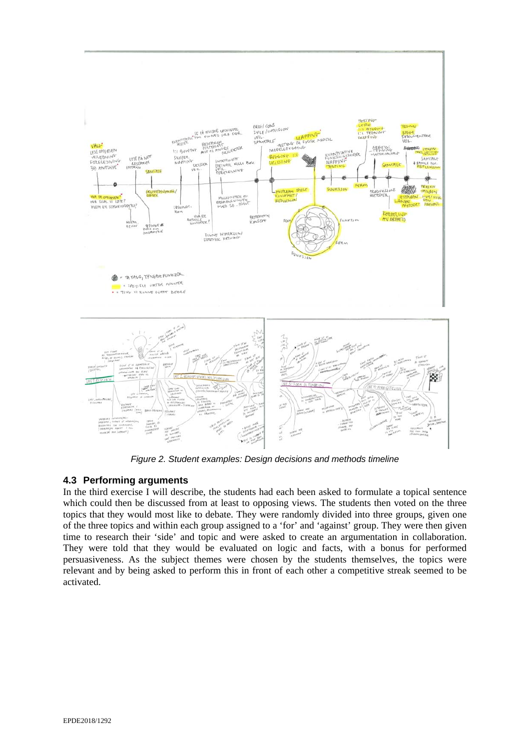*Figure 2. Student examples: Design decisions and methods timeline*

### 4.3 Performing arguments

In the third exercise I will describe, the students had each been asked to formulate a topical sentence which could then be discussed from at least to opposing views. The students then voted on the three topics that they would most like to debate. They were randomly divided into three groups, given one of the three topics and within each group assigned to a 'for' and 'against' group. They were then given time to research their 'side' and topic and were asked to create an argumentation in collaboration. They were told that they would be evaluated on logic and facts, with a bonus for performed persuasiveness. As the subject themes were chosen by the students themselves, the topics were relevant and by being asked to perform this in front of each other a competitive streak seemed to be activated.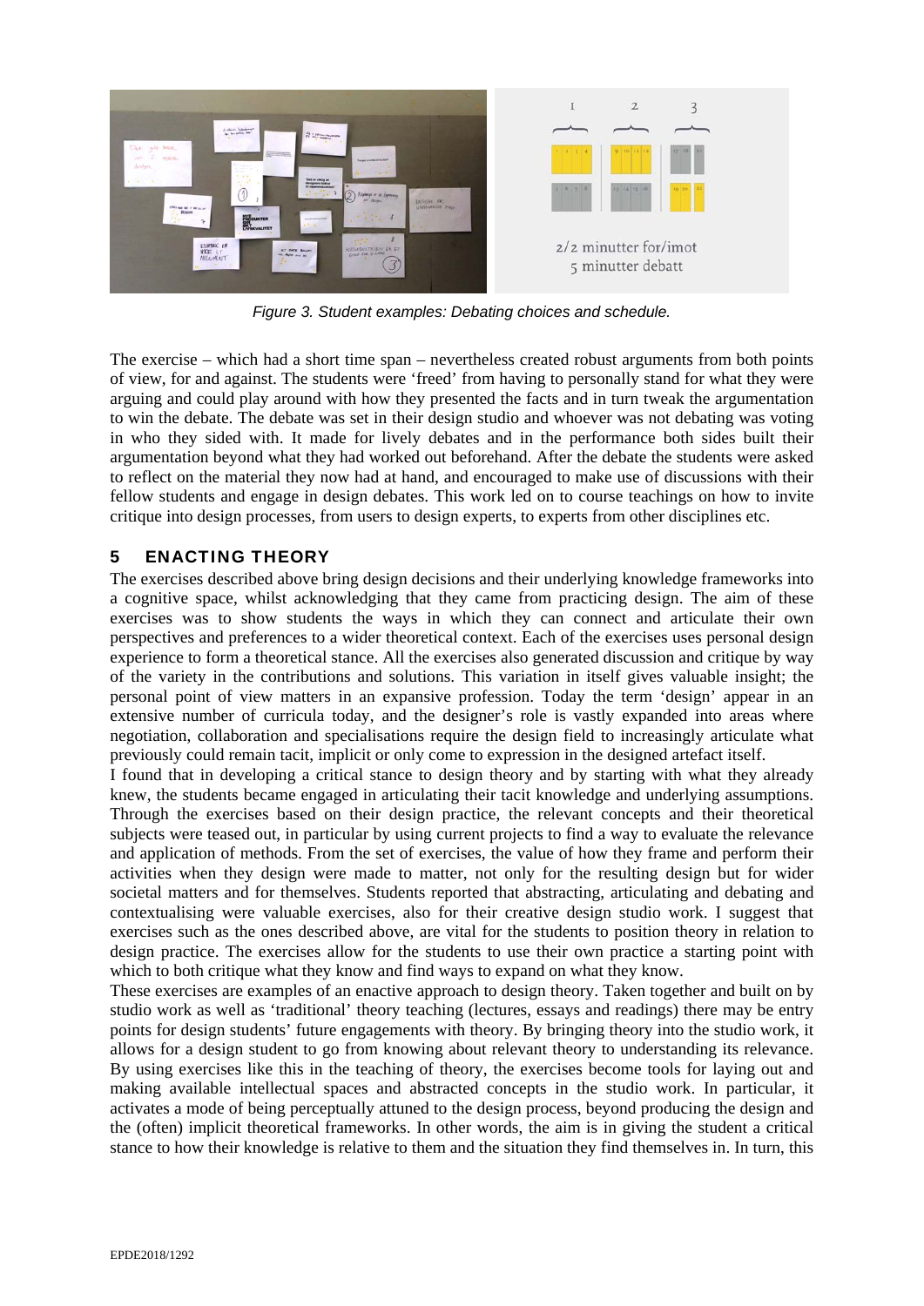*Figure 3. Student examples: Debating choices and schedule.*

The exercise – which had a short time span – nevertheless created robust arguments from both points of view, for and against. The students were 'freed' from having to personally stand for what they were arguing and could play around with how they presented the facts and in turn tweak the argumentation to win the debate. The debate was set in their design studio and whoever was not debating was voting in who they sided with. It made for lively debates and in the performance both sides built their argumentation beyond what they had worked out beforehand. After the debate the students were asked to reflect on the material they now had at hand, and encouraged to make use of discussions with their fellow students and engage in design debates. This work led on to course teachings on how to invite critique into design processes, from users to design experts, to experts from other disciplines etc.

## 5 ENACTING THEORY

The exercises described above bring design decisions and their underlying knowledge frameworks into a cognitive space, whilst acknowledging that they came from practicing design. The aim of these exercises was to show students the ways in which they can connect and articulate their own perspectives and preferences to a wider theoretical context. Each of the exercises uses personal design experience to form a theoretical stance. All the exercises also generated discussion and critique by way of the variety in the contributions and solutions. This variation in itself gives valuable insight; the personal point of view matters in an expansive profession. Today the term 'design' appear in an extensive number of curricula today, and the designer's role is vastly expanded into areas where negotiation, collaboration and specialisations require the design field to increasingly articulate what previously could remain tacit, implicit or only come to expression in the designed artefact itself.

I found that in developing a critical stance to design theory and by starting with what they already knew, the students became engaged in articulating their tacit knowledge and underlying assumptions. Through the exercises based on their design practice, the relevant concepts and their theoretical subjects were teased out, in particular by using current projects to find a way to evaluate the relevance and application of methods. From the set of exercises, the value of how they frame and perform their activities when they design were made to matter, not only for the resulting design but for wider societal matters and for themselves. Students reported that abstracting, articulating and debating and contextualising were valuable exercises, also for their creative design studio work. I suggest that exercises such as the ones described above, are vital for the students to position theory in relation to design practice. The exercises allow for the students to use their own practice a starting point with which to both critique what they know and find ways to expand on what they know.

These exercises are examples of an enactive approach to design theory. Taken together and built on by studio work as well as 'traditional' theory teaching (lectures, essays and readings) there may be entry points for design students' future engagements with theory. By bringing theory into the studio work, it allows for a design student to go from knowing about relevant theory to understanding its relevance. By using exercises like this in the teaching of theory, the exercises become tools for laying out and making available intellectual spaces and abstracted concepts in the studio work. In particular, it activates a mode of being perceptually attuned to the design process, beyond producing the design and the (often) implicit theoretical frameworks. In other words, the aim is in giving the student a critical stance to how their knowledge is relative to them and the situation they find themselves in. In turn, this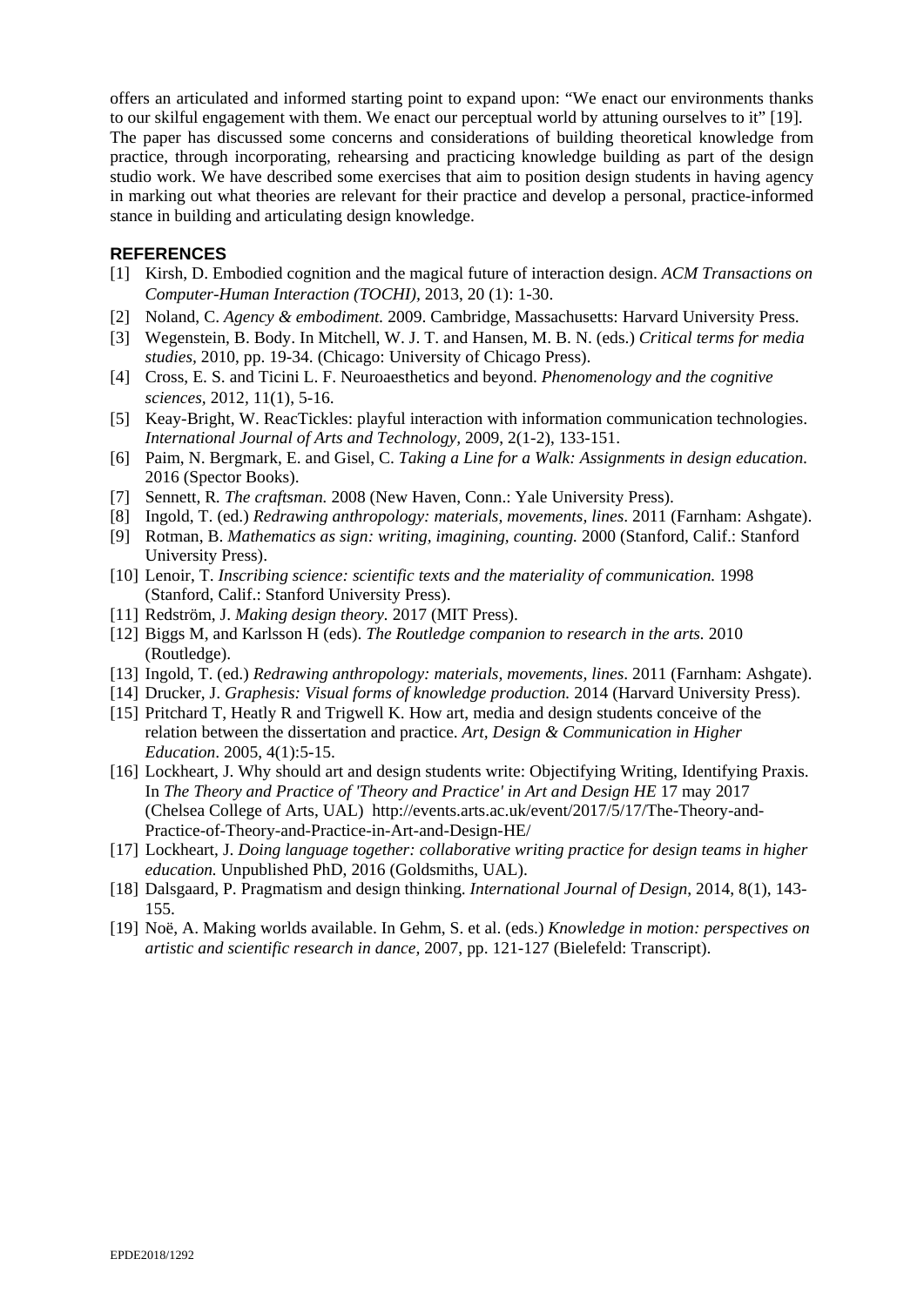offers an articulated and informed starting point to expand upon: "We enact our environments thanks to our skilful engagement with them. We enact our perceptual world by attuning ourselves to it" [19]. The paper has discussed some concerns and considerations of building theoretical knowledge from practice, through incorporating, rehearsing and practicing knowledge building as part of the design studio work. We have described some exercises that aim to position design students in having agency in marking out what theories are relevant for their practice and develop a personal, practice-informed stance in building and articulating design knowledge.

## REFERENCES

[1] Kirsh, D. Embodied cognition and the magical future of interaction design. *ACM Transactions on Computer-Human Interaction (TOCHI),* 2013, 20 (1): 1-30.

[2] Noland, C. *Agency & embodiment.* 2009. Cambridge, Massachusetts: Harvard University Press.

[3] Wegenstein, B. Body. In Mitchell, W. J. T. and Hansen, M. B. N. (eds.) *Critical terms for media studies*, 2010, pp. 19-34. (Chicago: University of Chicago Press).

[4] Cross, E. S. and Ticini L. F. Neuroaesthetics and beyond. *Phenomenology and the cognitive sciences*, 2012, 11(1), 5-16.

[5] Keay-Bright, W. ReacTickles: playful interaction with information communication technologies. *International Journal of Arts and Technology,* 2009, 2(1-2), 133-151.

[6] Paim, N. Bergmark, E. and Gisel, C. *Taking a Line for a Walk: Assignments in design education.* 2016 (Spector Books).

[7] Sennett, R. *The craftsman.* 2008 (New Haven, Conn.: Yale University Press).

[8] Ingold, T. (ed.) *Redrawing anthropology: materials, movements, lines*. 2011 (Farnham: Ashgate).

[9] Rotman, B. *Mathematics as sign: writing, imagining, counting.* 2000 (Stanford, Calif.: Stanford University Press).

[10] Lenoir, T. *Inscribing science: scientific texts and the materiality of communication.* 1998 (Stanford, Calif.: Stanford University Press).

[11] Redström, J. *Making design theory.* 2017 (MIT Press).

[12] Biggs M, and Karlsson H (eds). *The Routledge companion to research in the arts.* 2010 (Routledge).

[13] Ingold, T. (ed.) *Redrawing anthropology: materials, movements, lines*. 2011 (Farnham: Ashgate).

[14] Drucker, J. *Graphesis: Visual forms of knowledge production.* 2014 (Harvard University Press).

[15] Pritchard T, Heatly R and Trigwell K. How art, media and design students conceive of the relation between the dissertation and practice. *Art, Design & Communication in Higher Education*. 2005, 4(1):5-15.

[16] Lockheart, J. Why should art and design students write: Objectifying Writing, Identifying Praxis. In *The Theory and Practice of 'Theory and Practice' in Art and Design HE* 17 may 2017 (Chelsea College of Arts, UAL) http://events.arts.ac.uk/event/2017/5/17/The-Theory-and-Practice-of-Theory-and-Practice-in-Art-and-Design-HE/

[17] Lockheart, J. *Doing language together: collaborative writing practice for design teams in higher education.* Unpublished PhD, 2016 (Goldsmiths, UAL).

[18] Dalsgaard, P. Pragmatism and design thinking. *International Journal of Design*, 2014, 8(1), 143-155.

[19] Noë, A. Making worlds available. In Gehm, S. et al. (eds.) *Knowledge in motion: perspectives on artistic and scientific research in dance,* 2007, pp. 121-127 (Bielefeld: Transcript).